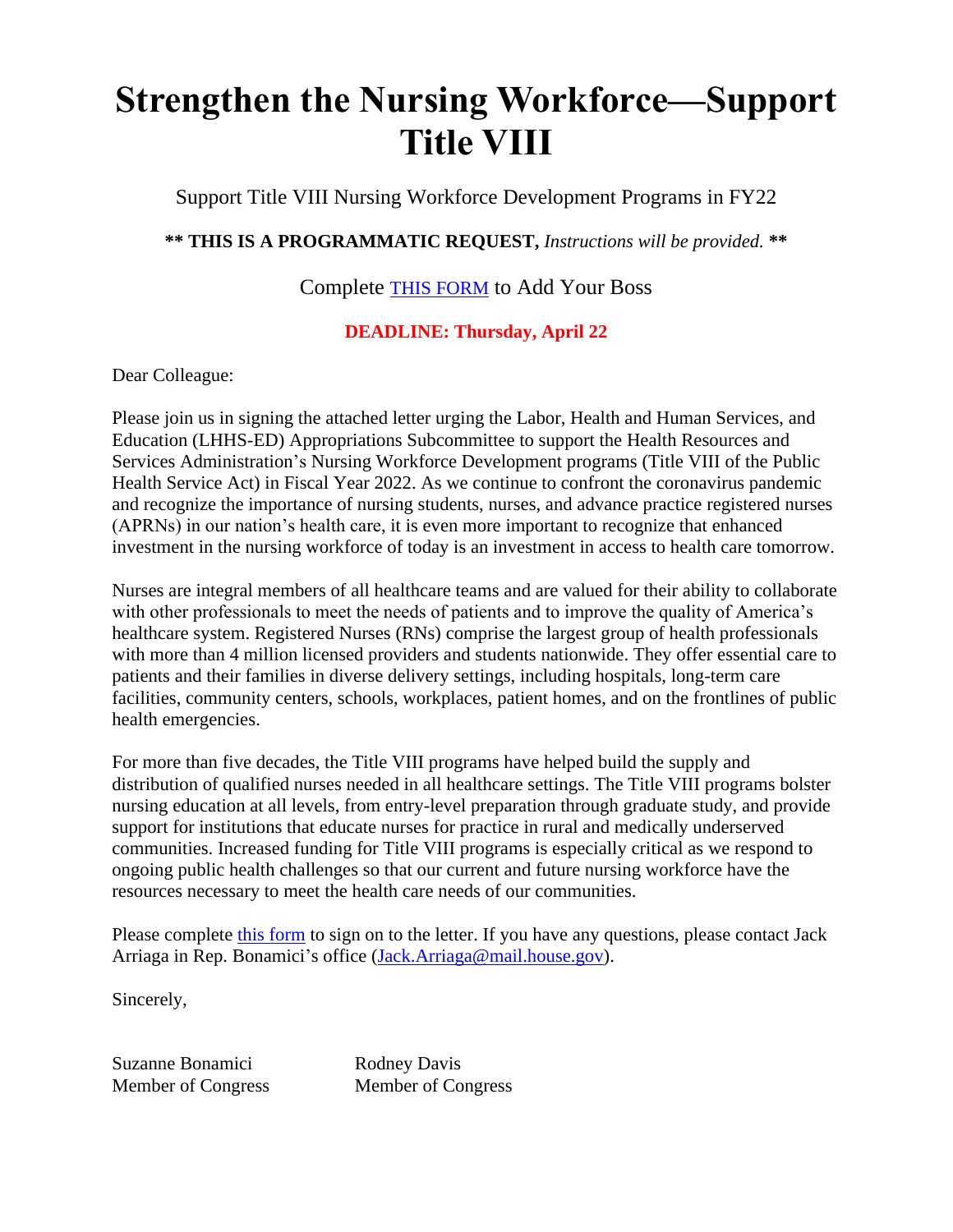# Strengthen the Nursing Workforce—Support Title VIII

Support Title VIII Nursing Workforce Development Programs in FY22

**** THIS IS A PROGRAMMATIC REQUEST,** *Instructions will be provided.* ****

Complete [THIS FORM]() to Add Your Boss

**DEADLINE: Thursday, April 22**

Dear Colleague:

Please join us in signing the attached letter urging the Labor, Health and Human Services, and Education (LHHS-ED) Appropriations Subcommittee to support the Health Resources and Services Administration's Nursing Workforce Development programs (Title VIII of the Public Health Service Act) in Fiscal Year 2022. As we continue to confront the coronavirus pandemic and recognize the importance of nursing students, nurses, and advance practice registered nurses (APRNs) in our nation's health care, it is even more important to recognize that enhanced investment in the nursing workforce of today is an investment in access to health care tomorrow.

Nurses are integral members of all healthcare teams and are valued for their ability to collaborate with other professionals to meet the needs of patients and to improve the quality of America's healthcare system. Registered Nurses (RNs) comprise the largest group of health professionals with more than 4 million licensed providers and students nationwide. They offer essential care to patients and their families in diverse delivery settings, including hospitals, long-term care facilities, community centers, schools, workplaces, patient homes, and on the frontlines of public health emergencies.

For more than five decades, the Title VIII programs have helped build the supply and distribution of qualified nurses needed in all healthcare settings. The Title VIII programs bolster nursing education at all levels, from entry-level preparation through graduate study, and provide support for institutions that educate nurses for practice in rural and medically underserved communities. Increased funding for Title VIII programs is especially critical as we respond to ongoing public health challenges so that our current and future nursing workforce have the resources necessary to meet the health care needs of our communities.

Please complete [this form]() to sign on to the letter. If you have any questions, please contact Jack Arriaga in Rep. Bonamici's office ([Jack.Arriaga@mail.house.gov](mailto:Jack.Arriaga@mail.house.gov)).

Sincerely,

Suzanne Bonamici
Member of Congress

Rodney Davis
Member of Congress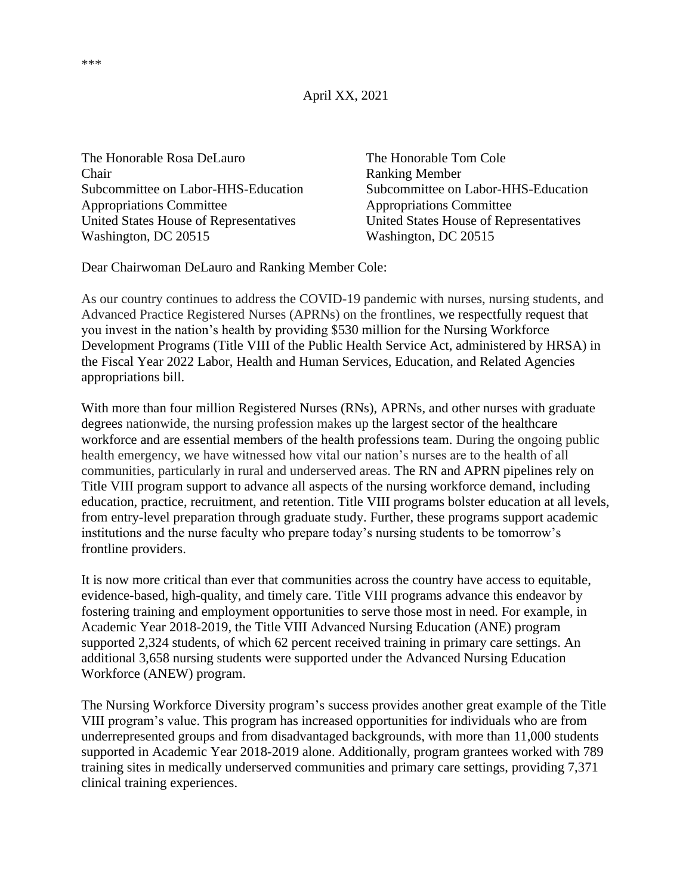***

April XX, 2021

The Honorable Rosa DeLauro
Chair
Subcommittee on Labor-HHS-Education
Appropriations Committee
United States House of Representatives
Washington, DC 20515

The Honorable Tom Cole
Ranking Member
Subcommittee on Labor-HHS-Education
Appropriations Committee
United States House of Representatives
Washington, DC 20515

Dear Chairwoman DeLauro and Ranking Member Cole:

As our country continues to address the COVID-19 pandemic with nurses, nursing students, and Advanced Practice Registered Nurses (APRNs) on the frontlines, we respectfully request that you invest in the nation's health by providing $530 million for the Nursing Workforce Development Programs (Title VIII of the Public Health Service Act, administered by HRSA) in the Fiscal Year 2022 Labor, Health and Human Services, Education, and Related Agencies appropriations bill.

With more than four million Registered Nurses (RNs), APRNs, and other nurses with graduate degrees nationwide, the nursing profession makes up the largest sector of the healthcare workforce and are essential members of the health professions team. During the ongoing public health emergency, we have witnessed how vital our nation's nurses are to the health of all communities, particularly in rural and underserved areas. The RN and APRN pipelines rely on Title VIII program support to advance all aspects of the nursing workforce demand, including education, practice, recruitment, and retention. Title VIII programs bolster education at all levels, from entry-level preparation through graduate study. Further, these programs support academic institutions and the nurse faculty who prepare today's nursing students to be tomorrow's frontline providers.

It is now more critical than ever that communities across the country have access to equitable, evidence-based, high-quality, and timely care. Title VIII programs advance this endeavor by fostering training and employment opportunities to serve those most in need. For example, in Academic Year 2018-2019, the Title VIII Advanced Nursing Education (ANE) program supported 2,324 students, of which 62 percent received training in primary care settings. An additional 3,658 nursing students were supported under the Advanced Nursing Education Workforce (ANEW) program.

The Nursing Workforce Diversity program's success provides another great example of the Title VIII program's value. This program has increased opportunities for individuals who are from underrepresented groups and from disadvantaged backgrounds, with more than 11,000 students supported in Academic Year 2018-2019 alone. Additionally, program grantees worked with 789 training sites in medically underserved communities and primary care settings, providing 7,371 clinical training experiences.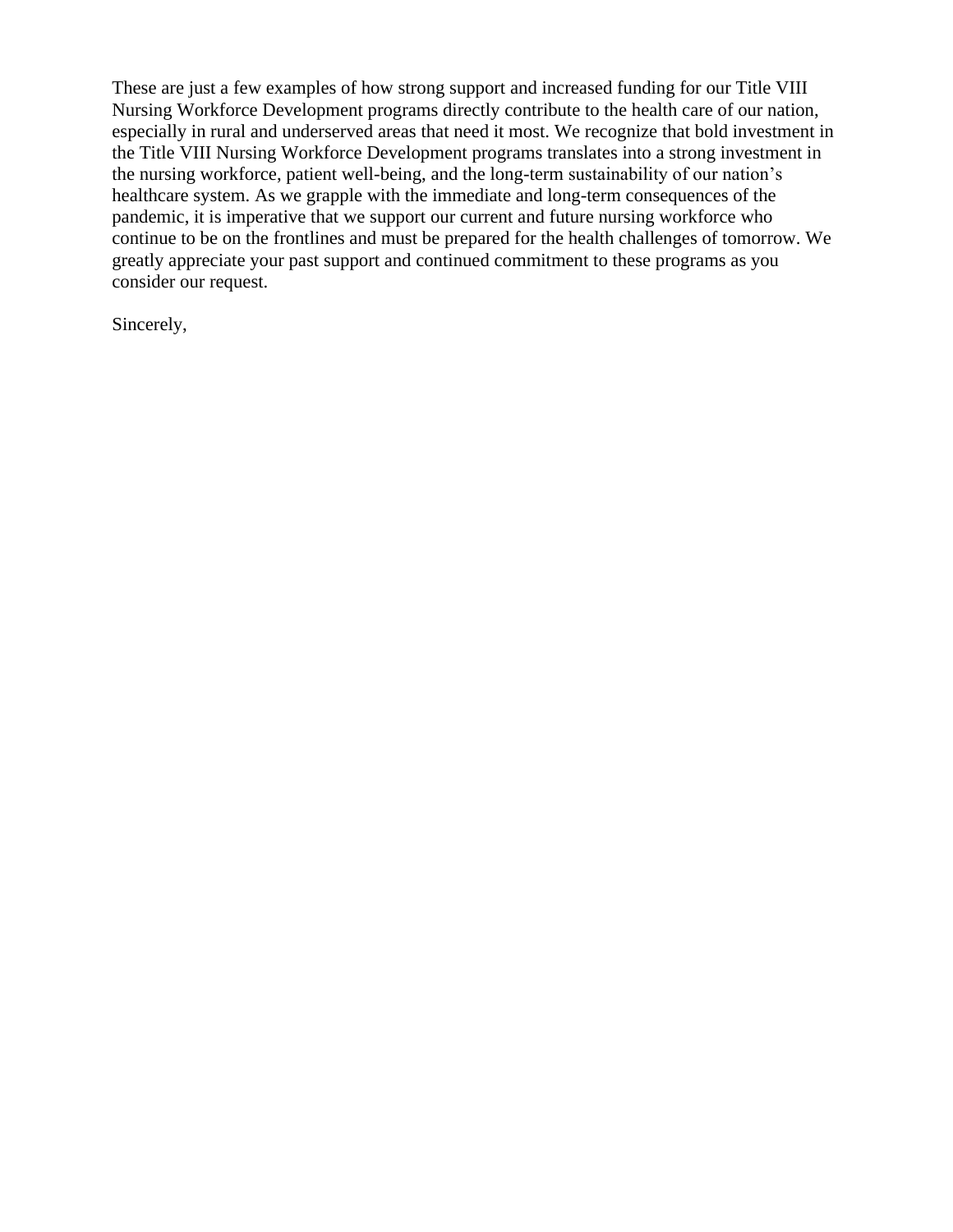These are just a few examples of how strong support and increased funding for our Title VIII Nursing Workforce Development programs directly contribute to the health care of our nation, especially in rural and underserved areas that need it most. We recognize that bold investment in the Title VIII Nursing Workforce Development programs translates into a strong investment in the nursing workforce, patient well-being, and the long-term sustainability of our nation's healthcare system. As we grapple with the immediate and long-term consequences of the pandemic, it is imperative that we support our current and future nursing workforce who continue to be on the frontlines and must be prepared for the health challenges of tomorrow. We greatly appreciate your past support and continued commitment to these programs as you consider our request.

Sincerely,